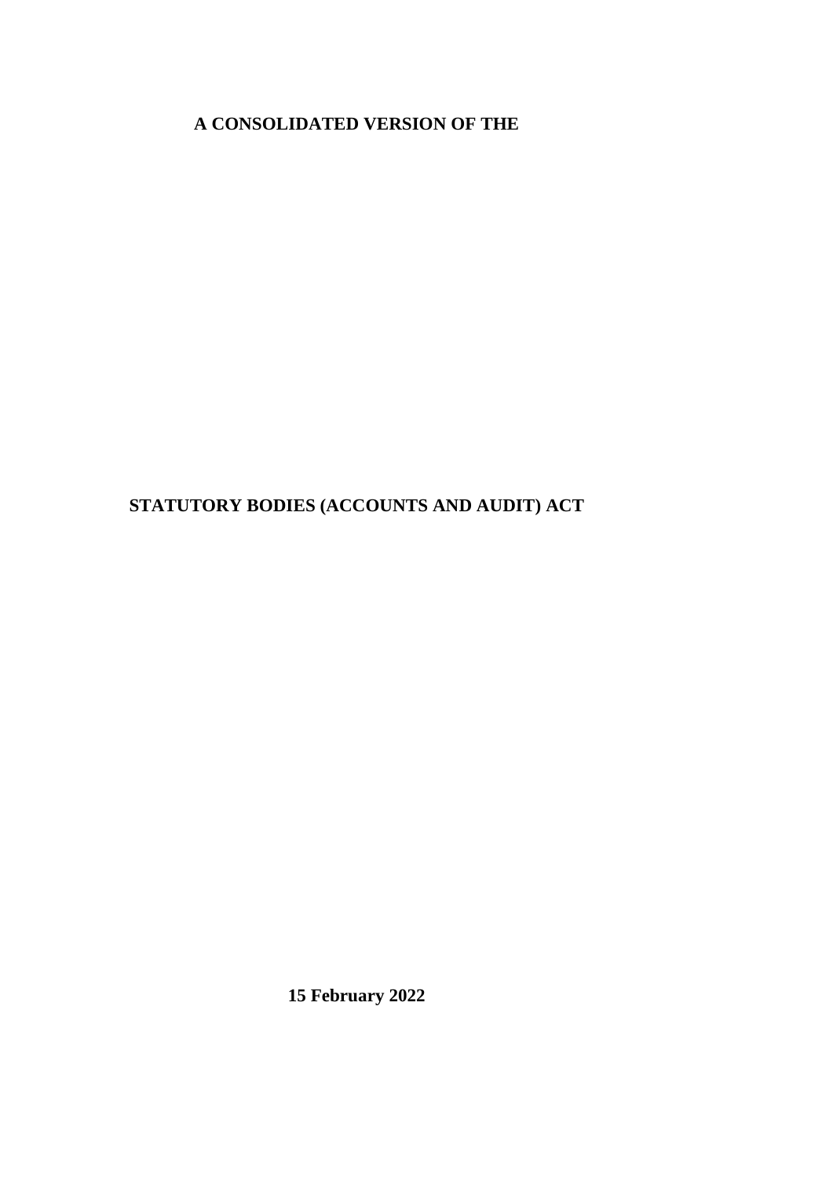**A CONSOLIDATED VERSION OF THE**

# STATUTORY BODIES (ACCOUNTS AND AUDIT) ACT

**15 February 2022**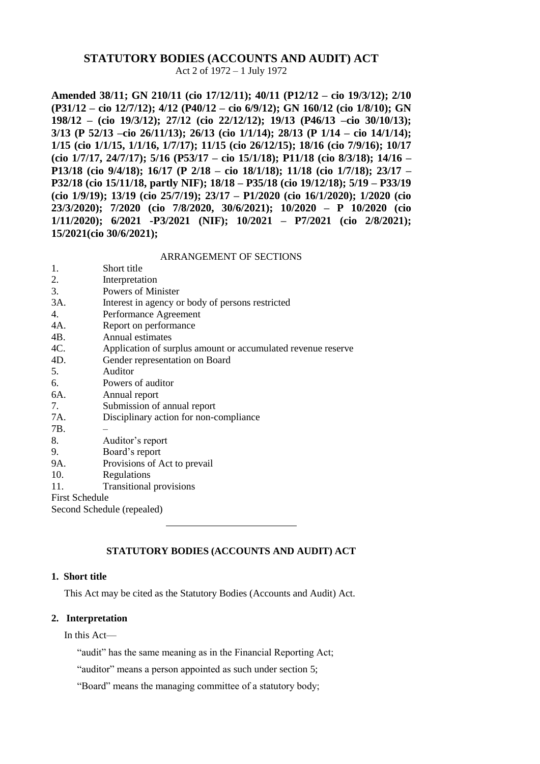# STATUTORY BODIES (ACCOUNTS AND AUDIT) ACT

Act 2 of 1972 – 1 July 1972

**Amended 38/11; GN 210/11 (cio 17/12/11); 40/11 (P12/12 – cio 19/3/12); 2/10 (P31/12 – cio 12/7/12); 4/12 (P40/12 – cio 6/9/12); GN 160/12 (cio 1/8/10); GN 198/12 – (cio 19/3/12); 27/12 (cio 22/12/12); 19/13 (P46/13 –cio 30/10/13); 3/13 (P 52/13 –cio 26/11/13); 26/13 (cio 1/1/14); 28/13 (P 1/14 – cio 14/1/14); 1/15 (cio 1/1/15, 1/1/16, 1/7/17); 11/15 (cio 26/12/15); 18/16 (cio 7/9/16); 10/17 (cio 1/7/17, 24/7/17); 5/16 (P53/17 – cio 15/1/18); P11/18 (cio 8/3/18); 14/16 – P13/18 (cio 9/4/18); 16/17 (P 2/18 – cio 18/1/18); 11/18 (cio 1/7/18); 23/17 – P32/18 (cio 15/11/18, partly NIF); 18/18 – P35/18 (cio 19/12/18); 5/19 – P33/19 (cio 1/9/19); 13/19 (cio 25/7/19); 23/17 – P1/2020 (cio 16/1/2020); 1/2020 (cio 23/3/2020); 7/2020 (cio 7/8/2020, 30/6/2021); 10/2020 – P 10/2020 (cio 1/11/2020); 6/2021 -P3/2021 (NIF); 10/2021 – P7/2021 (cio 2/8/2021); 15/2021(cio 30/6/2021);**

ARRANGEMENT OF SECTIONS

| | |
|---|---|
| 1. | Short title |
| 2. | Interpretation |
| 3. | Powers of Minister |
| 3A. | Interest in agency or body of persons restricted |
| 4. | Performance Agreement |
| 4A. | Report on performance |
| 4B. | Annual estimates |
| 4C. | Application of surplus amount or accumulated revenue reserve |
| 4D. | Gender representation on Board |
| 5. | Auditor |
| 6. | Powers of auditor |
| 6A. | Annual report |
| 7. | Submission of annual report |
| 7A. | Disciplinary action for non-compliance |
| 7B. | – |
| 8. | Auditor's report |
| 9. | Board's report |
| 9A. | Provisions of Act to prevail |
| 10. | Regulations |
| 11. | Transitional provisions |

First Schedule

Second Schedule (repealed)

---

## STATUTORY BODIES (ACCOUNTS AND AUDIT) ACT

### 1. Short title

This Act may be cited as the Statutory Bodies (Accounts and Audit) Act.

### 2. Interpretation

In this Act—

"audit" has the same meaning as in the Financial Reporting Act;

"auditor" means a person appointed as such under section 5;

"Board" means the managing committee of a statutory body;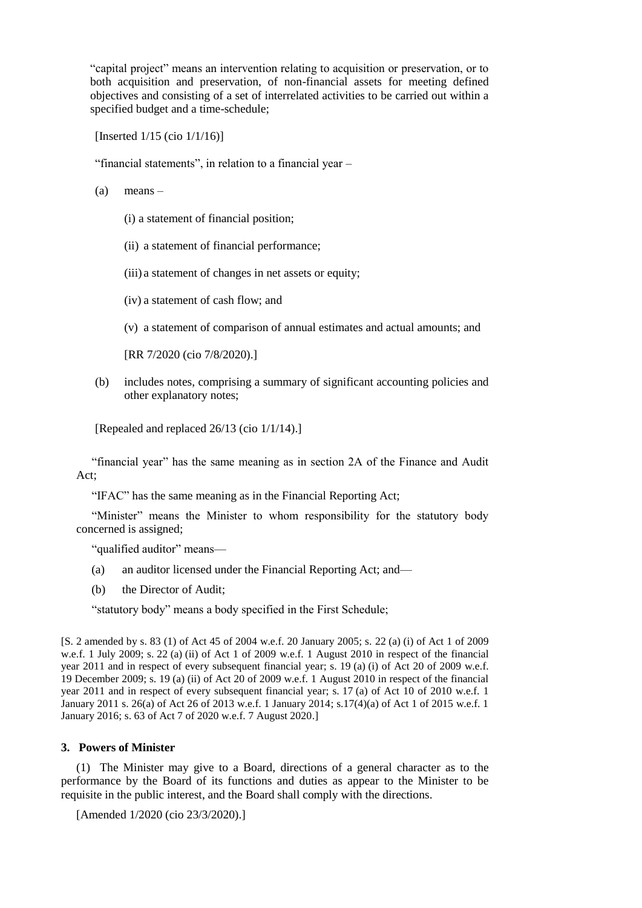"capital project" means an intervention relating to acquisition or preservation, or to both acquisition and preservation, of non-financial assets for meeting defined objectives and consisting of a set of interrelated activities to be carried out within a specified budget and a time-schedule;

[Inserted 1/15 (cio 1/1/16)]

"financial statements", in relation to a financial year –

(a) means –

(i) a statement of financial position;

(ii) a statement of financial performance;

(iii) a statement of changes in net assets or equity;

(iv) a statement of cash flow; and

(v) a statement of comparison of annual estimates and actual amounts; and

[RR 7/2020 (cio 7/8/2020).]

(b) includes notes, comprising a summary of significant accounting policies and other explanatory notes;

[Repealed and replaced 26/13 (cio 1/1/14).]

"financial year" has the same meaning as in section 2A of the Finance and Audit Act;

"IFAC" has the same meaning as in the Financial Reporting Act;

"Minister" means the Minister to whom responsibility for the statutory body concerned is assigned;

"qualified auditor" means—

(a) an auditor licensed under the Financial Reporting Act; and—

(b) the Director of Audit;

"statutory body" means a body specified in the First Schedule;

[S. 2 amended by s. 83 (1) of Act 45 of 2004 w.e.f. 20 January 2005; s. 22 (a) (i) of Act 1 of 2009 w.e.f. 1 July 2009; s. 22 (a) (ii) of Act 1 of 2009 w.e.f. 1 August 2010 in respect of the financial year 2011 and in respect of every subsequent financial year; s. 19 (a) (i) of Act 20 of 2009 w.e.f. 19 December 2009; s. 19 (a) (ii) of Act 20 of 2009 w.e.f. 1 August 2010 in respect of the financial year 2011 and in respect of every subsequent financial year; s. 17 (a) of Act 10 of 2010 w.e.f. 1 January 2011 s. 26(a) of Act 26 of 2013 w.e.f. 1 January 2014; s.17(4)(a) of Act 1 of 2015 w.e.f. 1 January 2016; s. 63 of Act 7 of 2020 w.e.f. 7 August 2020.]

### 3. Powers of Minister

(1) The Minister may give to a Board, directions of a general character as to the performance by the Board of its functions and duties as appear to the Minister to be requisite in the public interest, and the Board shall comply with the directions.

[Amended 1/2020 (cio 23/3/2020).]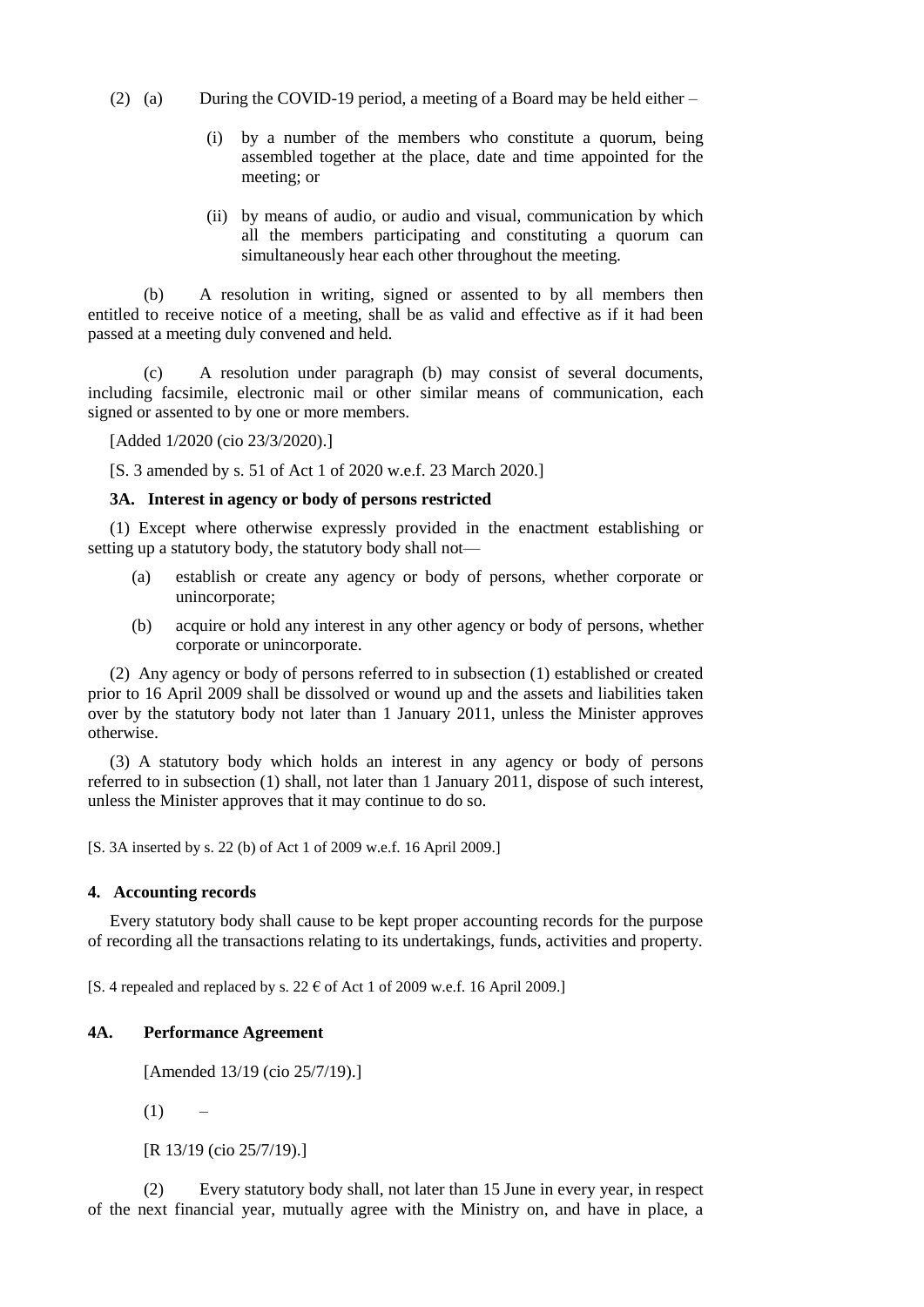(2) (a) During the COVID-19 period, a meeting of a Board may be held either –

(i) by a number of the members who constitute a quorum, being assembled together at the place, date and time appointed for the meeting; or

(ii) by means of audio, or audio and visual, communication by which all the members participating and constituting a quorum can simultaneously hear each other throughout the meeting.

(b) A resolution in writing, signed or assented to by all members then entitled to receive notice of a meeting, shall be as valid and effective as if it had been passed at a meeting duly convened and held.

(c) A resolution under paragraph (b) may consist of several documents, including facsimile, electronic mail or other similar means of communication, each signed or assented to by one or more members.

[Added 1/2020 (cio 23/3/2020).]

[S. 3 amended by s. 51 of Act 1 of 2020 w.e.f. 23 March 2020.]

**3A. Interest in agency or body of persons restricted**

(1) Except where otherwise expressly provided in the enactment establishing or setting up a statutory body, the statutory body shall not—

(a) establish or create any agency or body of persons, whether corporate or unincorporate;

(b) acquire or hold any interest in any other agency or body of persons, whether corporate or unincorporate.

(2) Any agency or body of persons referred to in subsection (1) established or created prior to 16 April 2009 shall be dissolved or wound up and the assets and liabilities taken over by the statutory body not later than 1 January 2011, unless the Minister approves otherwise.

(3) A statutory body which holds an interest in any agency or body of persons referred to in subsection (1) shall, not later than 1 January 2011, dispose of such interest, unless the Minister approves that it may continue to do so.

[S. 3A inserted by s. 22 (b) of Act 1 of 2009 w.e.f. 16 April 2009.]

**4. Accounting records**

Every statutory body shall cause to be kept proper accounting records for the purpose of recording all the transactions relating to its undertakings, funds, activities and property.

[S. 4 repealed and replaced by s. 22 € of Act 1 of 2009 w.e.f. 16 April 2009.]

**4A. Performance Agreement**

[Amended 13/19 (cio 25/7/19).]

(1) –

[R 13/19 (cio 25/7/19).]

(2) Every statutory body shall, not later than 15 June in every year, in respect of the next financial year, mutually agree with the Ministry on, and have in place, a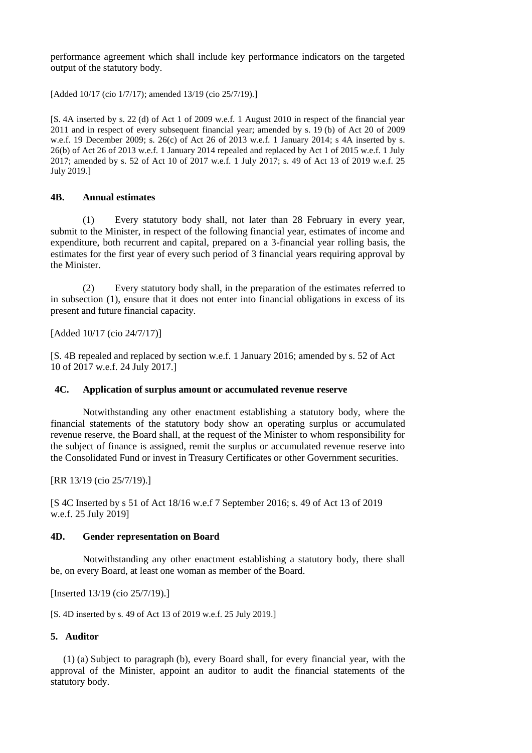performance agreement which shall include key performance indicators on the targeted output of the statutory body.

[Added 10/17 (cio 1/7/17); amended 13/19 (cio 25/7/19).]

[S. 4A inserted by s. 22 (d) of Act 1 of 2009 w.e.f. 1 August 2010 in respect of the financial year 2011 and in respect of every subsequent financial year; amended by s. 19 (b) of Act 20 of 2009 w.e.f. 19 December 2009; s. 26(c) of Act 26 of 2013 w.e.f. 1 January 2014; s 4A inserted by s. 26(b) of Act 26 of 2013 w.e.f. 1 January 2014 repealed and replaced by Act 1 of 2015 w.e.f. 1 July 2017; amended by s. 52 of Act 10 of 2017 w.e.f. 1 July 2017; s. 49 of Act 13 of 2019 w.e.f. 25 July 2019.]

### 4B. Annual estimates

(1) Every statutory body shall, not later than 28 February in every year, submit to the Minister, in respect of the following financial year, estimates of income and expenditure, both recurrent and capital, prepared on a 3-financial year rolling basis, the estimates for the first year of every such period of 3 financial years requiring approval by the Minister.

(2) Every statutory body shall, in the preparation of the estimates referred to in subsection (1), ensure that it does not enter into financial obligations in excess of its present and future financial capacity.

[Added 10/17 (cio 24/7/17)]

[S. 4B repealed and replaced by section w.e.f. 1 January 2016; amended by s. 52 of Act 10 of 2017 w.e.f. 24 July 2017.]

### 4C. Application of surplus amount or accumulated revenue reserve

Notwithstanding any other enactment establishing a statutory body, where the financial statements of the statutory body show an operating surplus or accumulated revenue reserve, the Board shall, at the request of the Minister to whom responsibility for the subject of finance is assigned, remit the surplus or accumulated revenue reserve into the Consolidated Fund or invest in Treasury Certificates or other Government securities.

[RR 13/19 (cio 25/7/19).]

[S 4C Inserted by s 51 of Act 18/16 w.e.f 7 September 2016; s. 49 of Act 13 of 2019 w.e.f. 25 July 2019]

### 4D. Gender representation on Board

Notwithstanding any other enactment establishing a statutory body, there shall be, on every Board, at least one woman as member of the Board.

[Inserted 13/19 (cio 25/7/19).]

[S. 4D inserted by s. 49 of Act 13 of 2019 w.e.f. 25 July 2019.]

### 5. Auditor

(1) (a) Subject to paragraph (b), every Board shall, for every financial year, with the approval of the Minister, appoint an auditor to audit the financial statements of the statutory body.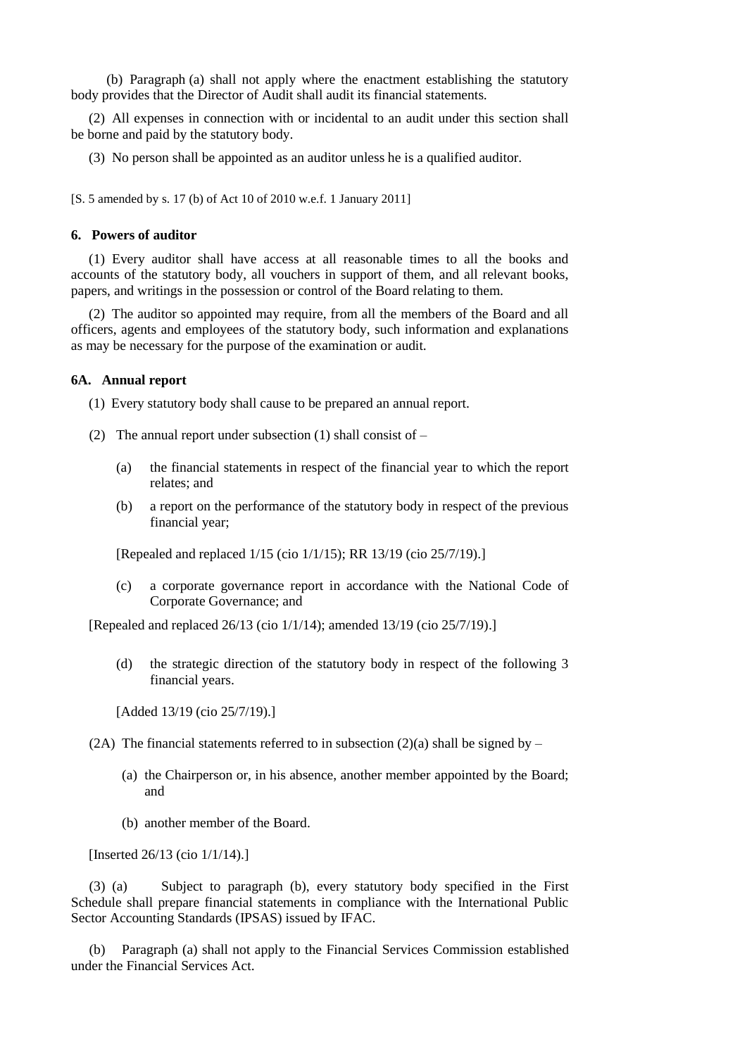(b) Paragraph (a) shall not apply where the enactment establishing the statutory body provides that the Director of Audit shall audit its financial statements.

(2) All expenses in connection with or incidental to an audit under this section shall be borne and paid by the statutory body.

(3) No person shall be appointed as an auditor unless he is a qualified auditor.

[S. 5 amended by s. 17 (b) of Act 10 of 2010 w.e.f. 1 January 2011]

### 6. Powers of auditor

(1) Every auditor shall have access at all reasonable times to all the books and accounts of the statutory body, all vouchers in support of them, and all relevant books, papers, and writings in the possession or control of the Board relating to them.

(2) The auditor so appointed may require, from all the members of the Board and all officers, agents and employees of the statutory body, such information and explanations as may be necessary for the purpose of the examination or audit.

### 6A. Annual report

(1) Every statutory body shall cause to be prepared an annual report.

(2) The annual report under subsection (1) shall consist of –

(a) the financial statements in respect of the financial year to which the report relates; and

(b) a report on the performance of the statutory body in respect of the previous financial year;

[Repealed and replaced 1/15 (cio 1/1/15); RR 13/19 (cio 25/7/19).]

(c) a corporate governance report in accordance with the National Code of Corporate Governance; and

[Repealed and replaced 26/13 (cio 1/1/14); amended 13/19 (cio 25/7/19).]

(d) the strategic direction of the statutory body in respect of the following 3 financial years.

[Added 13/19 (cio 25/7/19).]

(2A) The financial statements referred to in subsection (2)(a) shall be signed by –

(a) the Chairperson or, in his absence, another member appointed by the Board; and

(b) another member of the Board.

[Inserted 26/13 (cio 1/1/14).]

(3) (a) Subject to paragraph (b), every statutory body specified in the First Schedule shall prepare financial statements in compliance with the International Public Sector Accounting Standards (IPSAS) issued by IFAC.

(b) Paragraph (a) shall not apply to the Financial Services Commission established under the Financial Services Act.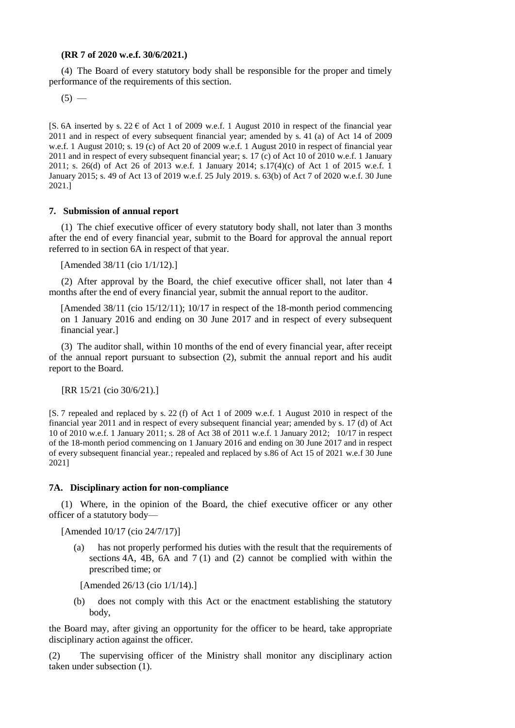**(RR 7 of 2020 w.e.f. 30/6/2021.)**

(4) The Board of every statutory body shall be responsible for the proper and timely performance of the requirements of this section.

(5) —

[S. 6A inserted by s. 22 € of Act 1 of 2009 w.e.f. 1 August 2010 in respect of the financial year 2011 and in respect of every subsequent financial year; amended by s. 41 (a) of Act 14 of 2009 w.e.f. 1 August 2010; s. 19 (c) of Act 20 of 2009 w.e.f. 1 August 2010 in respect of financial year 2011 and in respect of every subsequent financial year; s. 17 (c) of Act 10 of 2010 w.e.f. 1 January 2011; s. 26(d) of Act 26 of 2013 w.e.f. 1 January 2014; s.17(4)(c) of Act 1 of 2015 w.e.f. 1 January 2015; s. 49 of Act 13 of 2019 w.e.f. 25 July 2019. s. 63(b) of Act 7 of 2020 w.e.f. 30 June 2021.]

### 7. Submission of annual report

(1) The chief executive officer of every statutory body shall, not later than 3 months after the end of every financial year, submit to the Board for approval the annual report referred to in section 6A in respect of that year.

[Amended 38/11 (cio 1/1/12).]

(2) After approval by the Board, the chief executive officer shall, not later than 4 months after the end of every financial year, submit the annual report to the auditor.

[Amended 38/11 (cio 15/12/11); 10/17 in respect of the 18-month period commencing on 1 January 2016 and ending on 30 June 2017 and in respect of every subsequent financial year.]

(3) The auditor shall, within 10 months of the end of every financial year, after receipt of the annual report pursuant to subsection (2), submit the annual report and his audit report to the Board.

[RR 15/21 (cio 30/6/21).]

[S. 7 repealed and replaced by s. 22 (f) of Act 1 of 2009 w.e.f. 1 August 2010 in respect of the financial year 2011 and in respect of every subsequent financial year; amended by s. 17 (d) of Act 10 of 2010 w.e.f. 1 January 2011; s. 28 of Act 38 of 2011 w.e.f. 1 January 2012; 10/17 in respect of the 18-month period commencing on 1 January 2016 and ending on 30 June 2017 and in respect of every subsequent financial year.; repealed and replaced by s.86 of Act 15 of 2021 w.e.f 30 June 2021]

### 7A. Disciplinary action for non-compliance

(1) Where, in the opinion of the Board, the chief executive officer or any other officer of a statutory body—

[Amended 10/17 (cio 24/7/17)]

(a) has not properly performed his duties with the result that the requirements of sections 4A, 4B, 6A and 7 (1) and (2) cannot be complied with within the prescribed time; or

[Amended 26/13 (cio 1/1/14).]

(b) does not comply with this Act or the enactment establishing the statutory body,

the Board may, after giving an opportunity for the officer to be heard, take appropriate disciplinary action against the officer.

(2) The supervising officer of the Ministry shall monitor any disciplinary action taken under subsection (1).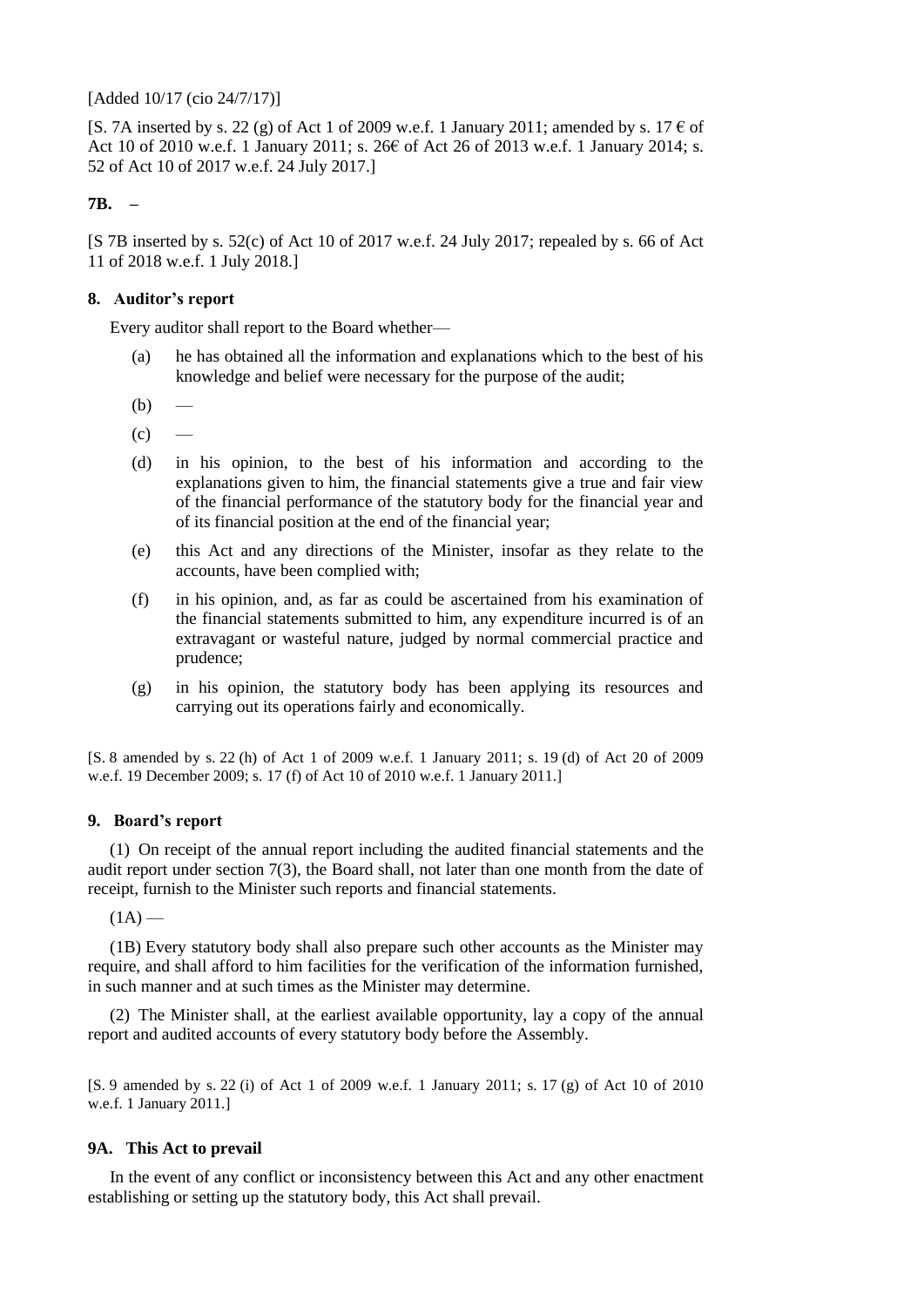[Added 10/17 (cio 24/7/17)]

[S. 7A inserted by s. 22 (g) of Act 1 of 2009 w.e.f. 1 January 2011; amended by s. 17 € of Act 10 of 2010 w.e.f. 1 January 2011; s. 26€ of Act 26 of 2013 w.e.f. 1 January 2014; s. 52 of Act 10 of 2017 w.e.f. 24 July 2017.]

**7B. –**

[S 7B inserted by s. 52(c) of Act 10 of 2017 w.e.f. 24 July 2017; repealed by s. 66 of Act 11 of 2018 w.e.f. 1 July 2018.]

**8. Auditor's report**

Every auditor shall report to the Board whether—

(a) he has obtained all the information and explanations which to the best of his knowledge and belief were necessary for the purpose of the audit;

(b) —

(c) —

(d) in his opinion, to the best of his information and according to the explanations given to him, the financial statements give a true and fair view of the financial performance of the statutory body for the financial year and of its financial position at the end of the financial year;

(e) this Act and any directions of the Minister, insofar as they relate to the accounts, have been complied with;

(f) in his opinion, and, as far as could be ascertained from his examination of the financial statements submitted to him, any expenditure incurred is of an extravagant or wasteful nature, judged by normal commercial practice and prudence;

(g) in his opinion, the statutory body has been applying its resources and carrying out its operations fairly and economically.

[S. 8 amended by s. 22 (h) of Act 1 of 2009 w.e.f. 1 January 2011; s. 19 (d) of Act 20 of 2009 w.e.f. 19 December 2009; s. 17 (f) of Act 10 of 2010 w.e.f. 1 January 2011.]

**9. Board's report**

(1) On receipt of the annual report including the audited financial statements and the audit report under section 7(3), the Board shall, not later than one month from the date of receipt, furnish to the Minister such reports and financial statements.

(1A) —

(1B) Every statutory body shall also prepare such other accounts as the Minister may require, and shall afford to him facilities for the verification of the information furnished, in such manner and at such times as the Minister may determine.

(2) The Minister shall, at the earliest available opportunity, lay a copy of the annual report and audited accounts of every statutory body before the Assembly.

[S. 9 amended by s. 22 (i) of Act 1 of 2009 w.e.f. 1 January 2011; s. 17 (g) of Act 10 of 2010 w.e.f. 1 January 2011.]

**9A. This Act to prevail**

In the event of any conflict or inconsistency between this Act and any other enactment establishing or setting up the statutory body, this Act shall prevail.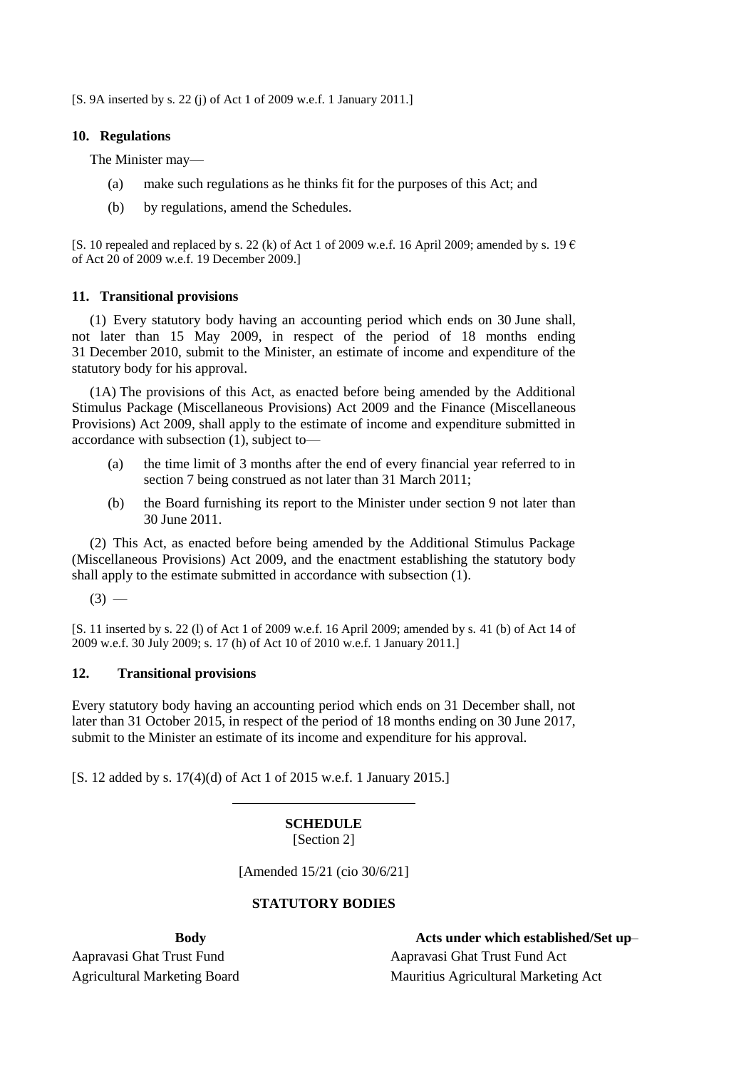[S. 9A inserted by s. 22 (j) of Act 1 of 2009 w.e.f. 1 January 2011.]

### 10. Regulations

The Minister may—

- (a) make such regulations as he thinks fit for the purposes of this Act; and
- (b) by regulations, amend the Schedules.

[S. 10 repealed and replaced by s. 22 (k) of Act 1 of 2009 w.e.f. 16 April 2009; amended by s. 19 € of Act 20 of 2009 w.e.f. 19 December 2009.]

### 11. Transitional provisions

(1) Every statutory body having an accounting period which ends on 30 June shall, not later than 15 May 2009, in respect of the period of 18 months ending 31 December 2010, submit to the Minister, an estimate of income and expenditure of the statutory body for his approval.

(1A) The provisions of this Act, as enacted before being amended by the Additional Stimulus Package (Miscellaneous Provisions) Act 2009 and the Finance (Miscellaneous Provisions) Act 2009, shall apply to the estimate of income and expenditure submitted in accordance with subsection (1), subject to—

- (a) the time limit of 3 months after the end of every financial year referred to in section 7 being construed as not later than 31 March 2011;
- (b) the Board furnishing its report to the Minister under section 9 not later than 30 June 2011.

(2) This Act, as enacted before being amended by the Additional Stimulus Package (Miscellaneous Provisions) Act 2009, and the enactment establishing the statutory body shall apply to the estimate submitted in accordance with subsection (1).

(3) —

[S. 11 inserted by s. 22 (l) of Act 1 of 2009 w.e.f. 16 April 2009; amended by s. 41 (b) of Act 14 of 2009 w.e.f. 30 July 2009; s. 17 (h) of Act 10 of 2010 w.e.f. 1 January 2011.]

### 12. Transitional provisions

Every statutory body having an accounting period which ends on 31 December shall, not later than 31 October 2015, in respect of the period of 18 months ending on 30 June 2017, submit to the Minister an estimate of its income and expenditure for his approval.

[S. 12 added by s. 17(4)(d) of Act 1 of 2015 w.e.f. 1 January 2015.]

---

## SCHEDULE

[Section 2]

[Amended 15/21 (cio 30/6/21]

### STATUTORY BODIES

| **Body** | **Acts under which established/Set up**– |
|---|---|
| Aapravasi Ghat Trust Fund | Aapravasi Ghat Trust Fund Act |
| Agricultural Marketing Board | Mauritius Agricultural Marketing Act |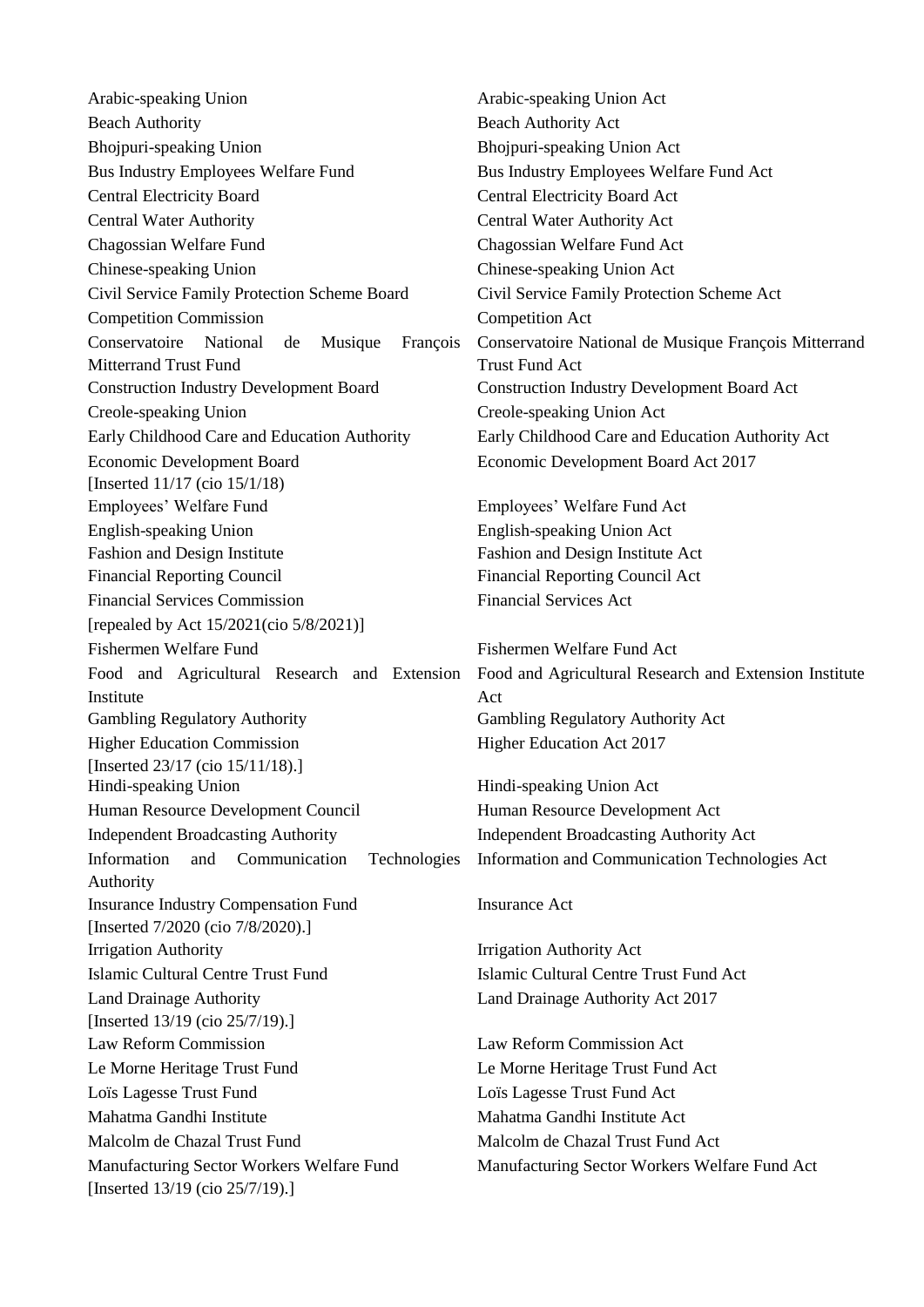| | |
|---|---|
| Arabic-speaking Union | Arabic-speaking Union Act |
| Beach Authority | Beach Authority Act |
| Bhojpuri-speaking Union | Bhojpuri-speaking Union Act |
| Bus Industry Employees Welfare Fund | Bus Industry Employees Welfare Fund Act |
| Central Electricity Board | Central Electricity Board Act |
| Central Water Authority | Central Water Authority Act |
| Chagossian Welfare Fund | Chagossian Welfare Fund Act |
| Chinese-speaking Union | Chinese-speaking Union Act |
| Civil Service Family Protection Scheme Board | Civil Service Family Protection Scheme Act |
| Competition Commission | Competition Act |
| Conservatoire National de Musique François Mitterrand Trust Fund | Conservatoire National de Musique François Mitterrand Trust Fund Act |
| Construction Industry Development Board | Construction Industry Development Board Act |
| Creole-speaking Union | Creole-speaking Union Act |
| Early Childhood Care and Education Authority | Early Childhood Care and Education Authority Act |
| Economic Development Board [Inserted 11/17 (cio 15/1/18) | Economic Development Board Act 2017 |
| Employees' Welfare Fund | Employees' Welfare Fund Act |
| English-speaking Union | English-speaking Union Act |
| Fashion and Design Institute | Fashion and Design Institute Act |
| Financial Reporting Council | Financial Reporting Council Act |
| Financial Services Commission [repealed by Act 15/2021(cio 5/8/2021)] | Financial Services Act |
| Fishermen Welfare Fund | Fishermen Welfare Fund Act |
| Food and Agricultural Research and Extension Institute | Food and Agricultural Research and Extension Institute Act |
| Gambling Regulatory Authority | Gambling Regulatory Authority Act |
| Higher Education Commission [Inserted 23/17 (cio 15/11/18).] | Higher Education Act 2017 |
| Hindi-speaking Union | Hindi-speaking Union Act |
| Human Resource Development Council | Human Resource Development Act |
| Independent Broadcasting Authority | Independent Broadcasting Authority Act |
| Information and Communication Technologies Authority | Information and Communication Technologies Act |
| Insurance Industry Compensation Fund [Inserted 7/2020 (cio 7/8/2020).] | Insurance Act |
| Irrigation Authority | Irrigation Authority Act |
| Islamic Cultural Centre Trust Fund | Islamic Cultural Centre Trust Fund Act |
| Land Drainage Authority [Inserted 13/19 (cio 25/7/19).] | Land Drainage Authority Act 2017 |
| Law Reform Commission | Law Reform Commission Act |
| Le Morne Heritage Trust Fund | Le Morne Heritage Trust Fund Act |
| Loïs Lagesse Trust Fund | Loïs Lagesse Trust Fund Act |
| Mahatma Gandhi Institute | Mahatma Gandhi Institute Act |
| Malcolm de Chazal Trust Fund | Malcolm de Chazal Trust Fund Act |
| Manufacturing Sector Workers Welfare Fund [Inserted 13/19 (cio 25/7/19).] | Manufacturing Sector Workers Welfare Fund Act |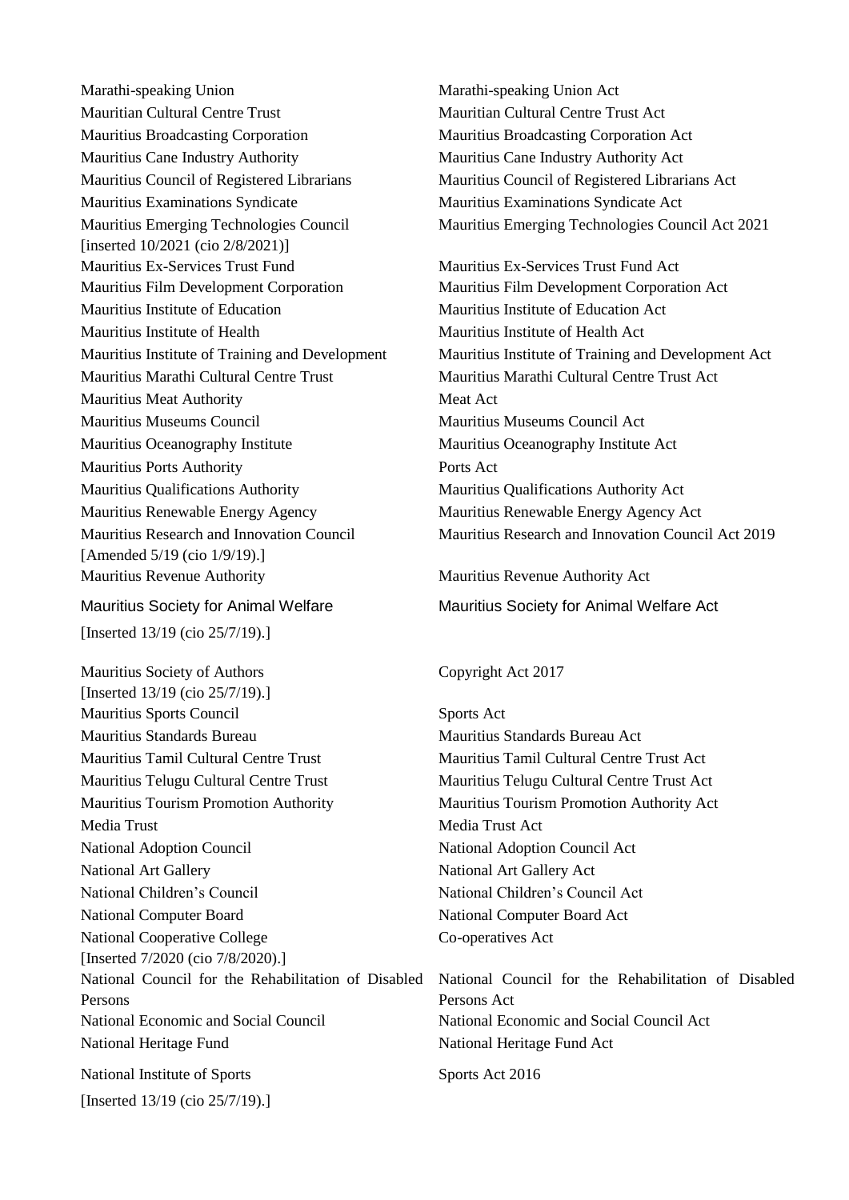| | |
|---|---|
| Marathi-speaking Union | Marathi-speaking Union Act |
| Mauritian Cultural Centre Trust | Mauritian Cultural Centre Trust Act |
| Mauritius Broadcasting Corporation | Mauritius Broadcasting Corporation Act |
| Mauritius Cane Industry Authority | Mauritius Cane Industry Authority Act |
| Mauritius Council of Registered Librarians | Mauritius Council of Registered Librarians Act |
| Mauritius Examinations Syndicate | Mauritius Examinations Syndicate Act |
| Mauritius Emerging Technologies Council [inserted 10/2021 (cio 2/8/2021)] | Mauritius Emerging Technologies Council Act 2021 |
| Mauritius Ex-Services Trust Fund | Mauritius Ex-Services Trust Fund Act |
| Mauritius Film Development Corporation | Mauritius Film Development Corporation Act |
| Mauritius Institute of Education | Mauritius Institute of Education Act |
| Mauritius Institute of Health | Mauritius Institute of Health Act |
| Mauritius Institute of Training and Development | Mauritius Institute of Training and Development Act |
| Mauritius Marathi Cultural Centre Trust | Mauritius Marathi Cultural Centre Trust Act |
| Mauritius Meat Authority | Meat Act |
| Mauritius Museums Council | Mauritius Museums Council Act |
| Mauritius Oceanography Institute | Mauritius Oceanography Institute Act |
| Mauritius Ports Authority | Ports Act |
| Mauritius Qualifications Authority | Mauritius Qualifications Authority Act |
| Mauritius Renewable Energy Agency | Mauritius Renewable Energy Agency Act |
| Mauritius Research and Innovation Council [Amended 5/19 (cio 1/9/19).] | Mauritius Research and Innovation Council Act 2019 |
| Mauritius Revenue Authority | Mauritius Revenue Authority Act |
| Mauritius Society for Animal Welfare [Inserted 13/19 (cio 25/7/19).] | Mauritius Society for Animal Welfare Act |
| Mauritius Society of Authors [Inserted 13/19 (cio 25/7/19).] | Copyright Act 2017 |
| Mauritius Sports Council | Sports Act |
| Mauritius Standards Bureau | Mauritius Standards Bureau Act |
| Mauritius Tamil Cultural Centre Trust | Mauritius Tamil Cultural Centre Trust Act |
| Mauritius Telugu Cultural Centre Trust | Mauritius Telugu Cultural Centre Trust Act |
| Mauritius Tourism Promotion Authority | Mauritius Tourism Promotion Authority Act |
| Media Trust | Media Trust Act |
| National Adoption Council | National Adoption Council Act |
| National Art Gallery | National Art Gallery Act |
| National Children's Council | National Children's Council Act |
| National Computer Board | National Computer Board Act |
| National Cooperative College [Inserted 7/2020 (cio 7/8/2020).] | Co-operatives Act |
| National Council for the Rehabilitation of Disabled Persons | National Council for the Rehabilitation of Disabled Persons Act |
| National Economic and Social Council | National Economic and Social Council Act |
| National Heritage Fund | National Heritage Fund Act |
| National Institute of Sports [Inserted 13/19 (cio 25/7/19).] | Sports Act 2016 |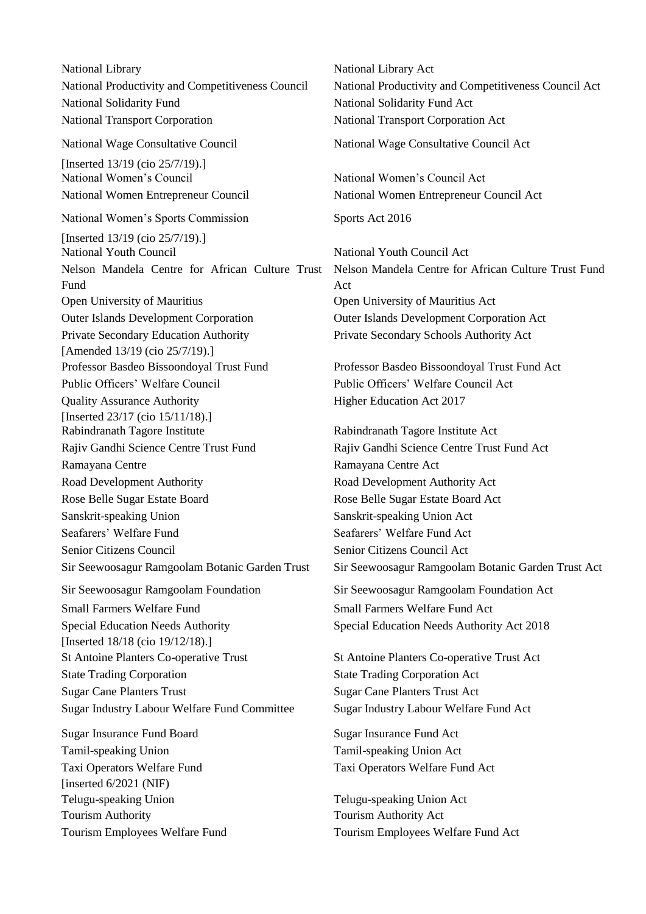| | |
|---|---|
| National Library | National Library Act |
| National Productivity and Competitiveness Council | National Productivity and Competitiveness Council Act |
| National Solidarity Fund | National Solidarity Fund Act |
| National Transport Corporation | National Transport Corporation Act |
| National Wage Consultative Council<br>[Inserted 13/19 (cio 25/7/19).] | National Wage Consultative Council Act |
| National Women's Council | National Women's Council Act |
| National Women Entrepreneur Council | National Women Entrepreneur Council Act |
| National Women's Sports Commission<br>[Inserted 13/19 (cio 25/7/19).] | Sports Act 2016 |
| National Youth Council | National Youth Council Act |
| Nelson Mandela Centre for African Culture Trust Fund | Nelson Mandela Centre for African Culture Trust Fund Act |
| Open University of Mauritius | Open University of Mauritius Act |
| Outer Islands Development Corporation | Outer Islands Development Corporation Act |
| Private Secondary Education Authority<br>[Amended 13/19 (cio 25/7/19).] | Private Secondary Schools Authority Act |
| Professor Basdeo Bissoondoyal Trust Fund | Professor Basdeo Bissoondoyal Trust Fund Act |
| Public Officers' Welfare Council | Public Officers' Welfare Council Act |
| Quality Assurance Authority<br>[Inserted 23/17 (cio 15/11/18).] | Higher Education Act 2017 |
| Rabindranath Tagore Institute | Rabindranath Tagore Institute Act |
| Rajiv Gandhi Science Centre Trust Fund | Rajiv Gandhi Science Centre Trust Fund Act |
| Ramayana Centre | Ramayana Centre Act |
| Road Development Authority | Road Development Authority Act |
| Rose Belle Sugar Estate Board | Rose Belle Sugar Estate Board Act |
| Sanskrit-speaking Union | Sanskrit-speaking Union Act |
| Seafarers' Welfare Fund | Seafarers' Welfare Fund Act |
| Senior Citizens Council | Senior Citizens Council Act |
| Sir Seewoosagur Ramgoolam Botanic Garden Trust | Sir Seewoosagur Ramgoolam Botanic Garden Trust Act |
| Sir Seewoosagur Ramgoolam Foundation | Sir Seewoosagur Ramgoolam Foundation Act |
| Small Farmers Welfare Fund | Small Farmers Welfare Fund Act |
| Special Education Needs Authority<br>[Inserted 18/18 (cio 19/12/18).] | Special Education Needs Authority Act 2018 |
| St Antoine Planters Co-operative Trust | St Antoine Planters Co-operative Trust Act |
| State Trading Corporation | State Trading Corporation Act |
| Sugar Cane Planters Trust | Sugar Cane Planters Trust Act |
| Sugar Industry Labour Welfare Fund Committee | Sugar Industry Labour Welfare Fund Act |
| Sugar Insurance Fund Board | Sugar Insurance Fund Act |
| Tamil-speaking Union | Tamil-speaking Union Act |
| Taxi Operators Welfare Fund<br>[inserted 6/2021 (NIF) | Taxi Operators Welfare Fund Act |
| Telugu-speaking Union | Telugu-speaking Union Act |
| Tourism Authority | Tourism Authority Act |
| Tourism Employees Welfare Fund | Tourism Employees Welfare Fund Act |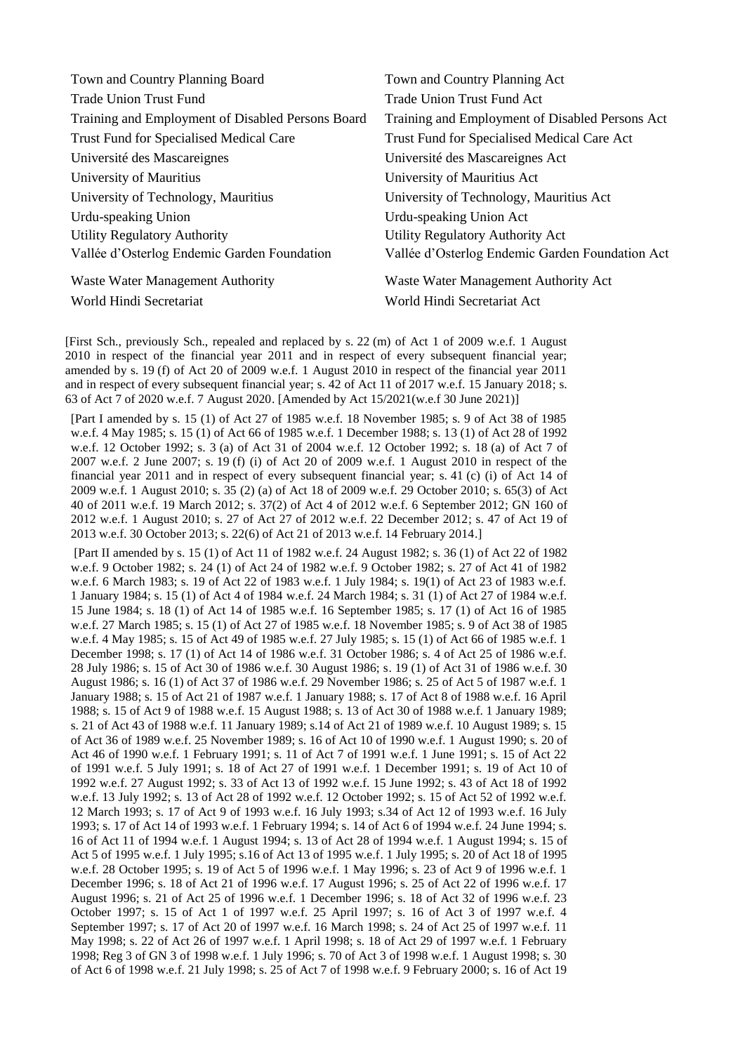| | |
|---|---|
| Town and Country Planning Board | Town and Country Planning Act |
| Trade Union Trust Fund | Trade Union Trust Fund Act |
| Training and Employment of Disabled Persons Board | Training and Employment of Disabled Persons Act |
| Trust Fund for Specialised Medical Care | Trust Fund for Specialised Medical Care Act |
| Université des Mascareignes | Université des Mascareignes Act |
| University of Mauritius | University of Mauritius Act |
| University of Technology, Mauritius | University of Technology, Mauritius Act |
| Urdu-speaking Union | Urdu-speaking Union Act |
| Utility Regulatory Authority | Utility Regulatory Authority Act |
| Vallée d'Osterlog Endemic Garden Foundation | Vallée d'Osterlog Endemic Garden Foundation Act |
| Waste Water Management Authority | Waste Water Management Authority Act |
| World Hindi Secretariat | World Hindi Secretariat Act |

[First Sch., previously Sch., repealed and replaced by s. 22 (m) of Act 1 of 2009 w.e.f. 1 August 2010 in respect of the financial year 2011 and in respect of every subsequent financial year; amended by s. 19 (f) of Act 20 of 2009 w.e.f. 1 August 2010 in respect of the financial year 2011 and in respect of every subsequent financial year; s. 42 of Act 11 of 2017 w.e.f. 15 January 2018; s. 63 of Act 7 of 2020 w.e.f. 7 August 2020. [Amended by Act 15/2021(w.e.f 30 June 2021)]

[Part I amended by s. 15 (1) of Act 27 of 1985 w.e.f. 18 November 1985; s. 9 of Act 38 of 1985 w.e.f. 4 May 1985; s. 15 (1) of Act 66 of 1985 w.e.f. 1 December 1988; s. 13 (1) of Act 28 of 1992 w.e.f. 12 October 1992; s. 3 (a) of Act 31 of 2004 w.e.f. 12 October 1992; s. 18 (a) of Act 7 of 2007 w.e.f. 2 June 2007; s. 19 (f) (i) of Act 20 of 2009 w.e.f. 1 August 2010 in respect of the financial year 2011 and in respect of every subsequent financial year; s. 41 (c) (i) of Act 14 of 2009 w.e.f. 1 August 2010; s. 35 (2) (a) of Act 18 of 2009 w.e.f. 29 October 2010; s. 65(3) of Act 40 of 2011 w.e.f. 19 March 2012; s. 37(2) of Act 4 of 2012 w.e.f. 6 September 2012; GN 160 of 2012 w.e.f. 1 August 2010; s. 27 of Act 27 of 2012 w.e.f. 22 December 2012; s. 47 of Act 19 of 2013 w.e.f. 30 October 2013; s. 22(6) of Act 21 of 2013 w.e.f. 14 February 2014.]

[Part II amended by s. 15 (1) of Act 11 of 1982 w.e.f. 24 August 1982; s. 36 (1) of Act 22 of 1982 w.e.f. 9 October 1982; s. 24 (1) of Act 24 of 1982 w.e.f. 9 October 1982; s. 27 of Act 41 of 1982 w.e.f. 6 March 1983; s. 19 of Act 22 of 1983 w.e.f. 1 July 1984; s. 19(1) of Act 23 of 1983 w.e.f. 1 January 1984; s. 15 (1) of Act 4 of 1984 w.e.f. 24 March 1984; s. 31 (1) of Act 27 of 1984 w.e.f. 15 June 1984; s. 18 (1) of Act 14 of 1985 w.e.f. 16 September 1985; s. 17 (1) of Act 16 of 1985 w.e.f. 27 March 1985; s. 15 (1) of Act 27 of 1985 w.e.f. 18 November 1985; s. 9 of Act 38 of 1985 w.e.f. 4 May 1985; s. 15 of Act 49 of 1985 w.e.f. 27 July 1985; s. 15 (1) of Act 66 of 1985 w.e.f. 1 December 1998; s. 17 (1) of Act 14 of 1986 w.e.f. 31 October 1986; s. 4 of Act 25 of 1986 w.e.f. 28 July 1986; s. 15 of Act 30 of 1986 w.e.f. 30 August 1986; s. 19 (1) of Act 31 of 1986 w.e.f. 30 August 1986; s. 16 (1) of Act 37 of 1986 w.e.f. 29 November 1986; s. 25 of Act 5 of 1987 w.e.f. 1 January 1988; s. 15 of Act 21 of 1987 w.e.f. 1 January 1988; s. 17 of Act 8 of 1988 w.e.f. 16 April 1988; s. 15 of Act 9 of 1988 w.e.f. 15 August 1988; s. 13 of Act 30 of 1988 w.e.f. 1 January 1989; s. 21 of Act 43 of 1988 w.e.f. 11 January 1989; s.14 of Act 21 of 1989 w.e.f. 10 August 1989; s. 15 of Act 36 of 1989 w.e.f. 25 November 1989; s. 16 of Act 10 of 1990 w.e.f. 1 August 1990; s. 20 of Act 46 of 1990 w.e.f. 1 February 1991; s. 11 of Act 7 of 1991 w.e.f. 1 June 1991; s. 15 of Act 22 of 1991 w.e.f. 5 July 1991; s. 18 of Act 27 of 1991 w.e.f. 1 December 1991; s. 19 of Act 10 of 1992 w.e.f. 27 August 1992; s. 33 of Act 13 of 1992 w.e.f. 15 June 1992; s. 43 of Act 18 of 1992 w.e.f. 13 July 1992; s. 13 of Act 28 of 1992 w.e.f. 12 October 1992; s. 15 of Act 52 of 1992 w.e.f. 12 March 1993; s. 17 of Act 9 of 1993 w.e.f. 16 July 1993; s.34 of Act 12 of 1993 w.e.f. 16 July 1993; s. 17 of Act 14 of 1993 w.e.f. 1 February 1994; s. 14 of Act 6 of 1994 w.e.f. 24 June 1994; s. 16 of Act 11 of 1994 w.e.f. 1 August 1994; s. 13 of Act 28 of 1994 w.e.f. 1 August 1994; s. 15 of Act 5 of 1995 w.e.f. 1 July 1995; s.16 of Act 13 of 1995 w.e.f. 1 July 1995; s. 20 of Act 18 of 1995 w.e.f. 28 October 1995; s. 19 of Act 5 of 1996 w.e.f. 1 May 1996; s. 23 of Act 9 of 1996 w.e.f. 1 December 1996; s. 18 of Act 21 of 1996 w.e.f. 17 August 1996; s. 25 of Act 22 of 1996 w.e.f. 17 August 1996; s. 21 of Act 25 of 1996 w.e.f. 1 December 1996; s. 18 of Act 32 of 1996 w.e.f. 23 October 1997; s. 15 of Act 1 of 1997 w.e.f. 25 April 1997; s. 16 of Act 3 of 1997 w.e.f. 4 September 1997; s. 17 of Act 20 of 1997 w.e.f. 16 March 1998; s. 24 of Act 25 of 1997 w.e.f. 11 May 1998; s. 22 of Act 26 of 1997 w.e.f. 1 April 1998; s. 18 of Act 29 of 1997 w.e.f. 1 February 1998; Reg 3 of GN 3 of 1998 w.e.f. 1 July 1996; s. 70 of Act 3 of 1998 w.e.f. 1 August 1998; s. 30 of Act 6 of 1998 w.e.f. 21 July 1998; s. 25 of Act 7 of 1998 w.e.f. 9 February 2000; s. 16 of Act 19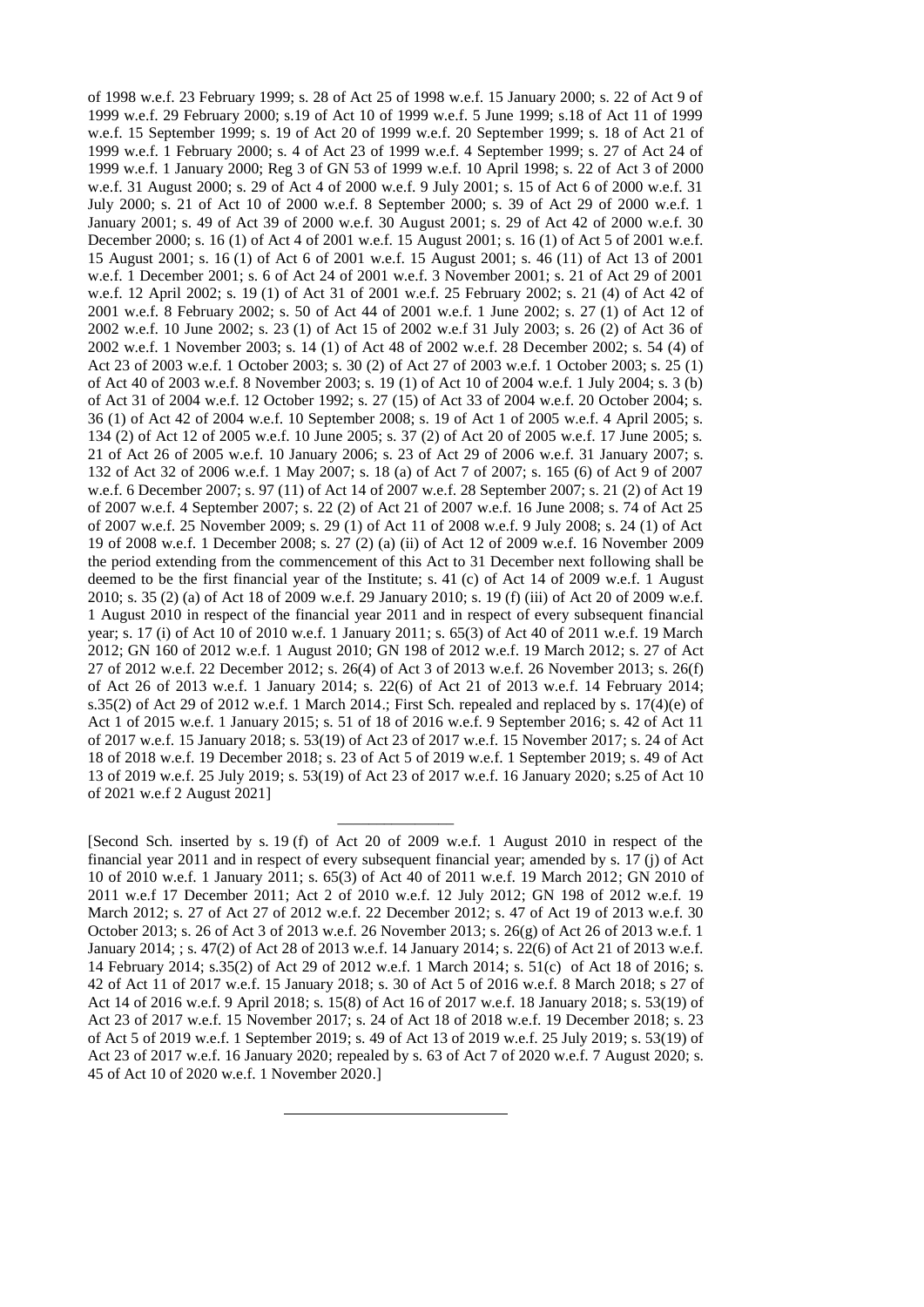of 1998 w.e.f. 23 February 1999; s. 28 of Act 25 of 1998 w.e.f. 15 January 2000; s. 22 of Act 9 of 1999 w.e.f. 29 February 2000; s.19 of Act 10 of 1999 w.e.f. 5 June 1999; s.18 of Act 11 of 1999 w.e.f. 15 September 1999; s. 19 of Act 20 of 1999 w.e.f. 20 September 1999; s. 18 of Act 21 of 1999 w.e.f. 1 February 2000; s. 4 of Act 23 of 1999 w.e.f. 4 September 1999; s. 27 of Act 24 of 1999 w.e.f. 1 January 2000; Reg 3 of GN 53 of 1999 w.e.f. 10 April 1998; s. 22 of Act 3 of 2000 w.e.f. 31 August 2000; s. 29 of Act 4 of 2000 w.e.f. 9 July 2001; s. 15 of Act 6 of 2000 w.e.f. 31 July 2000; s. 21 of Act 10 of 2000 w.e.f. 8 September 2000; s. 39 of Act 29 of 2000 w.e.f. 1 January 2001; s. 49 of Act 39 of 2000 w.e.f. 30 August 2001; s. 29 of Act 42 of 2000 w.e.f. 30 December 2000; s. 16 (1) of Act 4 of 2001 w.e.f. 15 August 2001; s. 16 (1) of Act 5 of 2001 w.e.f. 15 August 2001; s. 16 (1) of Act 6 of 2001 w.e.f. 15 August 2001; s. 46 (11) of Act 13 of 2001 w.e.f. 1 December 2001; s. 6 of Act 24 of 2001 w.e.f. 3 November 2001; s. 21 of Act 29 of 2001 w.e.f. 12 April 2002; s. 19 (1) of Act 31 of 2001 w.e.f. 25 February 2002; s. 21 (4) of Act 42 of 2001 w.e.f. 8 February 2002; s. 50 of Act 44 of 2001 w.e.f. 1 June 2002; s. 27 (1) of Act 12 of 2002 w.e.f. 10 June 2002; s. 23 (1) of Act 15 of 2002 w.e.f 31 July 2003; s. 26 (2) of Act 36 of 2002 w.e.f. 1 November 2003; s. 14 (1) of Act 48 of 2002 w.e.f. 28 December 2002; s. 54 (4) of Act 23 of 2003 w.e.f. 1 October 2003; s. 30 (2) of Act 27 of 2003 w.e.f. 1 October 2003; s. 25 (1) of Act 40 of 2003 w.e.f. 8 November 2003; s. 19 (1) of Act 10 of 2004 w.e.f. 1 July 2004; s. 3 (b) of Act 31 of 2004 w.e.f. 12 October 1992; s. 27 (15) of Act 33 of 2004 w.e.f. 20 October 2004; s. 36 (1) of Act 42 of 2004 w.e.f. 10 September 2008; s. 19 of Act 1 of 2005 w.e.f. 4 April 2005; s. 134 (2) of Act 12 of 2005 w.e.f. 10 June 2005; s. 37 (2) of Act 20 of 2005 w.e.f. 17 June 2005; s. 21 of Act 26 of 2005 w.e.f. 10 January 2006; s. 23 of Act 29 of 2006 w.e.f. 31 January 2007; s. 132 of Act 32 of 2006 w.e.f. 1 May 2007; s. 18 (a) of Act 7 of 2007; s. 165 (6) of Act 9 of 2007 w.e.f. 6 December 2007; s. 97 (11) of Act 14 of 2007 w.e.f. 28 September 2007; s. 21 (2) of Act 19 of 2007 w.e.f. 4 September 2007; s. 22 (2) of Act 21 of 2007 w.e.f. 16 June 2008; s. 74 of Act 25 of 2007 w.e.f. 25 November 2009; s. 29 (1) of Act 11 of 2008 w.e.f. 9 July 2008; s. 24 (1) of Act 19 of 2008 w.e.f. 1 December 2008; s. 27 (2) (a) (ii) of Act 12 of 2009 w.e.f. 16 November 2009 the period extending from the commencement of this Act to 31 December next following shall be deemed to be the first financial year of the Institute; s. 41 (c) of Act 14 of 2009 w.e.f. 1 August 2010; s. 35 (2) (a) of Act 18 of 2009 w.e.f. 29 January 2010; s. 19 (f) (iii) of Act 20 of 2009 w.e.f. 1 August 2010 in respect of the financial year 2011 and in respect of every subsequent financial year; s. 17 (i) of Act 10 of 2010 w.e.f. 1 January 2011; s. 65(3) of Act 40 of 2011 w.e.f. 19 March 2012; GN 160 of 2012 w.e.f. 1 August 2010; GN 198 of 2012 w.e.f. 19 March 2012; s. 27 of Act 27 of 2012 w.e.f. 22 December 2012; s. 26(4) of Act 3 of 2013 w.e.f. 26 November 2013; s. 26(f) of Act 26 of 2013 w.e.f. 1 January 2014; s. 22(6) of Act 21 of 2013 w.e.f. 14 February 2014; s.35(2) of Act 29 of 2012 w.e.f. 1 March 2014.; First Sch. repealed and replaced by s. 17(4)(e) of Act 1 of 2015 w.e.f. 1 January 2015; s. 51 of 18 of 2016 w.e.f. 9 September 2016; s. 42 of Act 11 of 2017 w.e.f. 15 January 2018; s. 53(19) of Act 23 of 2017 w.e.f. 15 November 2017; s. 24 of Act 18 of 2018 w.e.f. 19 December 2018; s. 23 of Act 5 of 2019 w.e.f. 1 September 2019; s. 49 of Act 13 of 2019 w.e.f. 25 July 2019; s. 53(19) of Act 23 of 2017 w.e.f. 16 January 2020; s.25 of Act 10 of 2021 w.e.f 2 August 2021]

---

[Second Sch. inserted by s. 19 (f) of Act 20 of 2009 w.e.f. 1 August 2010 in respect of the financial year 2011 and in respect of every subsequent financial year; amended by s. 17 (j) of Act 10 of 2010 w.e.f. 1 January 2011; s. 65(3) of Act 40 of 2011 w.e.f. 19 March 2012; GN 2010 of 2011 w.e.f 17 December 2011; Act 2 of 2010 w.e.f. 12 July 2012; GN 198 of 2012 w.e.f. 19 March 2012; s. 27 of Act 27 of 2012 w.e.f. 22 December 2012; s. 47 of Act 19 of 2013 w.e.f. 30 October 2013; s. 26 of Act 3 of 2013 w.e.f. 26 November 2013; s. 26(g) of Act 26 of 2013 w.e.f. 1 January 2014; ; s. 47(2) of Act 28 of 2013 w.e.f. 14 January 2014; s. 22(6) of Act 21 of 2013 w.e.f. 14 February 2014; s.35(2) of Act 29 of 2012 w.e.f. 1 March 2014; s. 51(c) of Act 18 of 2016; s. 42 of Act 11 of 2017 w.e.f. 15 January 2018; s. 30 of Act 5 of 2016 w.e.f. 8 March 2018; s 27 of Act 14 of 2016 w.e.f. 9 April 2018; s. 15(8) of Act 16 of 2017 w.e.f. 18 January 2018; s. 53(19) of Act 23 of 2017 w.e.f. 15 November 2017; s. 24 of Act 18 of 2018 w.e.f. 19 December 2018; s. 23 of Act 5 of 2019 w.e.f. 1 September 2019; s. 49 of Act 13 of 2019 w.e.f. 25 July 2019; s. 53(19) of Act 23 of 2017 w.e.f. 16 January 2020; repealed by s. 63 of Act 7 of 2020 w.e.f. 7 August 2020; s. 45 of Act 10 of 2020 w.e.f. 1 November 2020.]

---